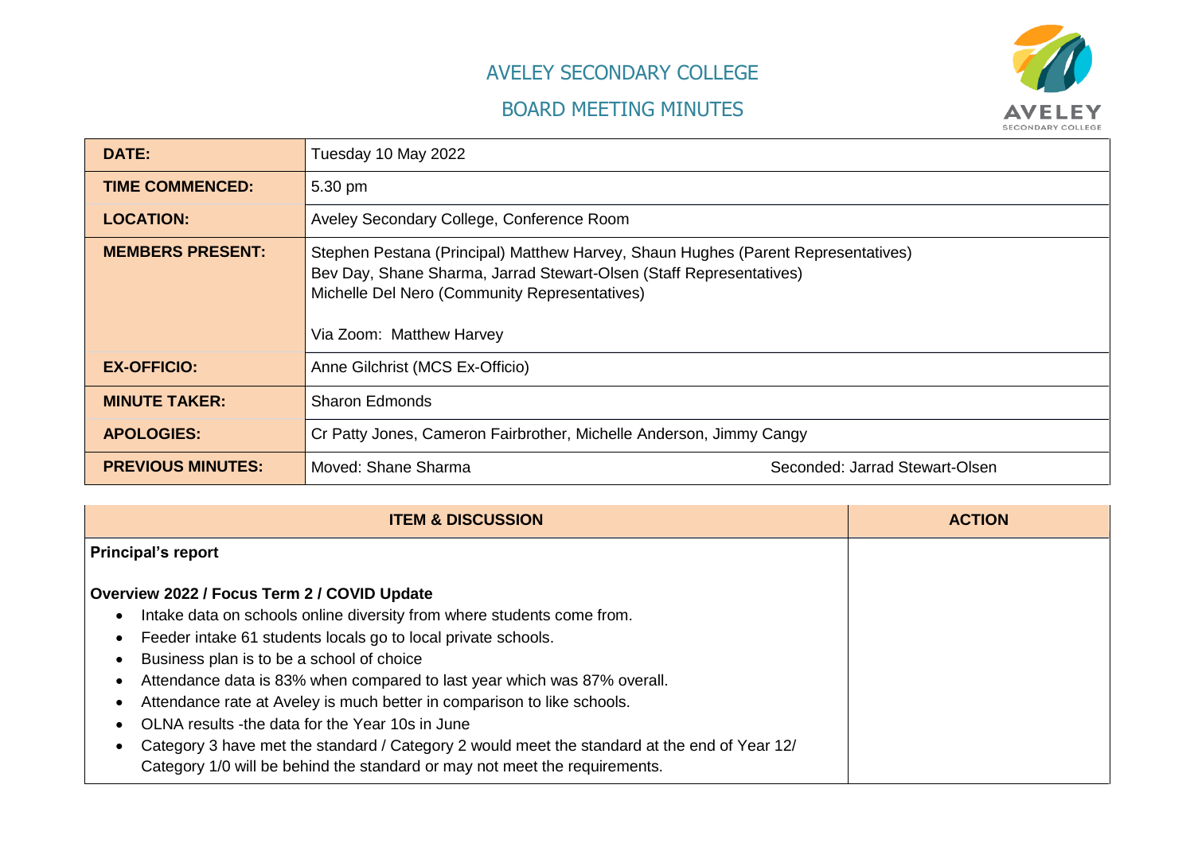# AVELEY SECONDARY COLLEGE

## BOARD MEETING MINUTES

| | |
|---|---|
| **DATE:** | Tuesday 10 May 2022 |
| **TIME COMMENCED:** | 5.30 pm |
| **LOCATION:** | Aveley Secondary College, Conference Room |
| **MEMBERS PRESENT:** | Stephen Pestana (Principal) Matthew Harvey, Shaun Hughes (Parent Representatives)<br>Bev Day, Shane Sharma, Jarrad Stewart-Olsen (Staff Representatives)<br>Michelle Del Nero (Community Representatives)<br><br>Via Zoom: Matthew Harvey |
| **EX-OFFICIO:** | Anne Gilchrist (MCS Ex-Officio) |
| **MINUTE TAKER:** | Sharon Edmonds |
| **APOLOGIES:** | Cr Patty Jones, Cameron Fairbrother, Michelle Anderson, Jimmy Cangy |
| **PREVIOUS MINUTES:** | Moved: Shane Sharma      Seconded: Jarrad Stewart-Olsen |

| ITEM & DISCUSSION | ACTION |
|---|---|
| **Principal's report**<br><br>**Overview 2022 / Focus Term 2 / COVID Update**<br>• Intake data on schools online diversity from where students come from.<br>• Feeder intake 61 students locals go to local private schools.<br>• Business plan is to be a school of choice<br>• Attendance data is 83% when compared to last year which was 87% overall.<br>• Attendance rate at Aveley is much better in comparison to like schools.<br>• OLNA results -the data for the Year 10s in June<br>• Category 3 have met the standard / Category 2 would meet the standard at the end of Year 12/ Category 1/0 will be behind the standard or may not meet the requirements. | |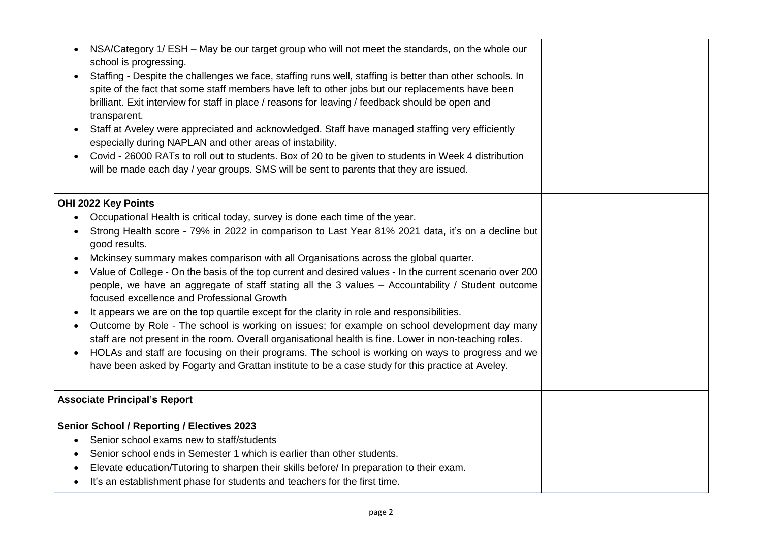| | |
|---|---|
| • NSA/Category 1/ ESH – May be our target group who will not meet the standards, on the whole our school is progressing.<br>• Staffing - Despite the challenges we face, staffing runs well, staffing is better than other schools. In spite of the fact that some staff members have left to other jobs but our replacements have been brilliant. Exit interview for staff in place / reasons for leaving / feedback should be open and transparent.<br>• Staff at Aveley were appreciated and acknowledged. Staff have managed staffing very efficiently especially during NAPLAN and other areas of instability.<br>• Covid - 26000 RATs to roll out to students. Box of 20 to be given to students in Week 4 distribution will be made each day / year groups. SMS will be sent to parents that they are issued. | |
| **OHI 2022 Key Points**<br>• Occupational Health is critical today, survey is done each time of the year.<br>• Strong Health score - 79% in 2022 in comparison to Last Year 81% 2021 data, it's on a decline but good results.<br>• Mckinsey summary makes comparison with all Organisations across the global quarter.<br>• Value of College - On the basis of the top current and desired values - In the current scenario over 200 people, we have an aggregate of staff stating all the 3 values – Accountability / Student outcome focused excellence and Professional Growth<br>• It appears we are on the top quartile except for the clarity in role and responsibilities.<br>• Outcome by Role - The school is working on issues; for example on school development day many staff are not present in the room. Overall organisational health is fine. Lower in non-teaching roles.<br>• HOLAs and staff are focusing on their programs. The school is working on ways to progress and we have been asked by Fogarty and Grattan institute to be a case study for this practice at Aveley. | |
| **Associate Principal's Report**<br><br>**Senior School / Reporting / Electives 2023**<br>• Senior school exams new to staff/students<br>• Senior school ends in Semester 1 which is earlier than other students.<br>• Elevate education/Tutoring to sharpen their skills before/ In preparation to their exam.<br>• It's an establishment phase for students and teachers for the first time. | |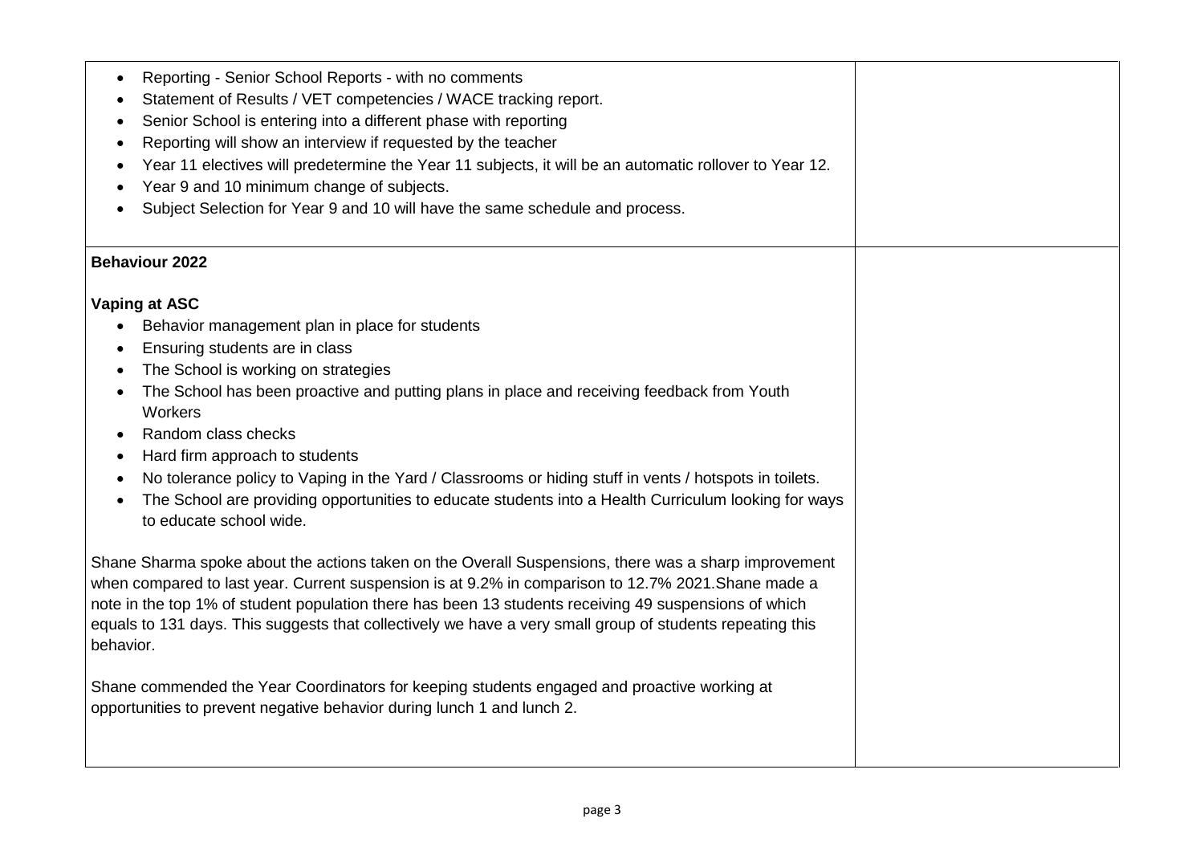- Reporting - Senior School Reports - with no comments
- Statement of Results / VET competencies / WACE tracking report.
- Senior School is entering into a different phase with reporting
- Reporting will show an interview if requested by the teacher
- Year 11 electives will predetermine the Year 11 subjects, it will be an automatic rollover to Year 12.
- Year 9 and 10 minimum change of subjects.
- Subject Selection for Year 9 and 10 will have the same schedule and process.

**Behaviour 2022**

**Vaping at ASC**

- Behavior management plan in place for students
- Ensuring students are in class
- The School is working on strategies
- The School has been proactive and putting plans in place and receiving feedback from Youth Workers
- Random class checks
- Hard firm approach to students
- No tolerance policy to Vaping in the Yard / Classrooms or hiding stuff in vents / hotspots in toilets.
- The School are providing opportunities to educate students into a Health Curriculum looking for ways to educate school wide.

Shane Sharma spoke about the actions taken on the Overall Suspensions, there was a sharp improvement when compared to last year. Current suspension is at 9.2% in comparison to 12.7% 2021.Shane made a note in the top 1% of student population there has been 13 students receiving 49 suspensions of which equals to 131 days. This suggests that collectively we have a very small group of students repeating this behavior.

Shane commended the Year Coordinators for keeping students engaged and proactive working at opportunities to prevent negative behavior during lunch 1 and lunch 2.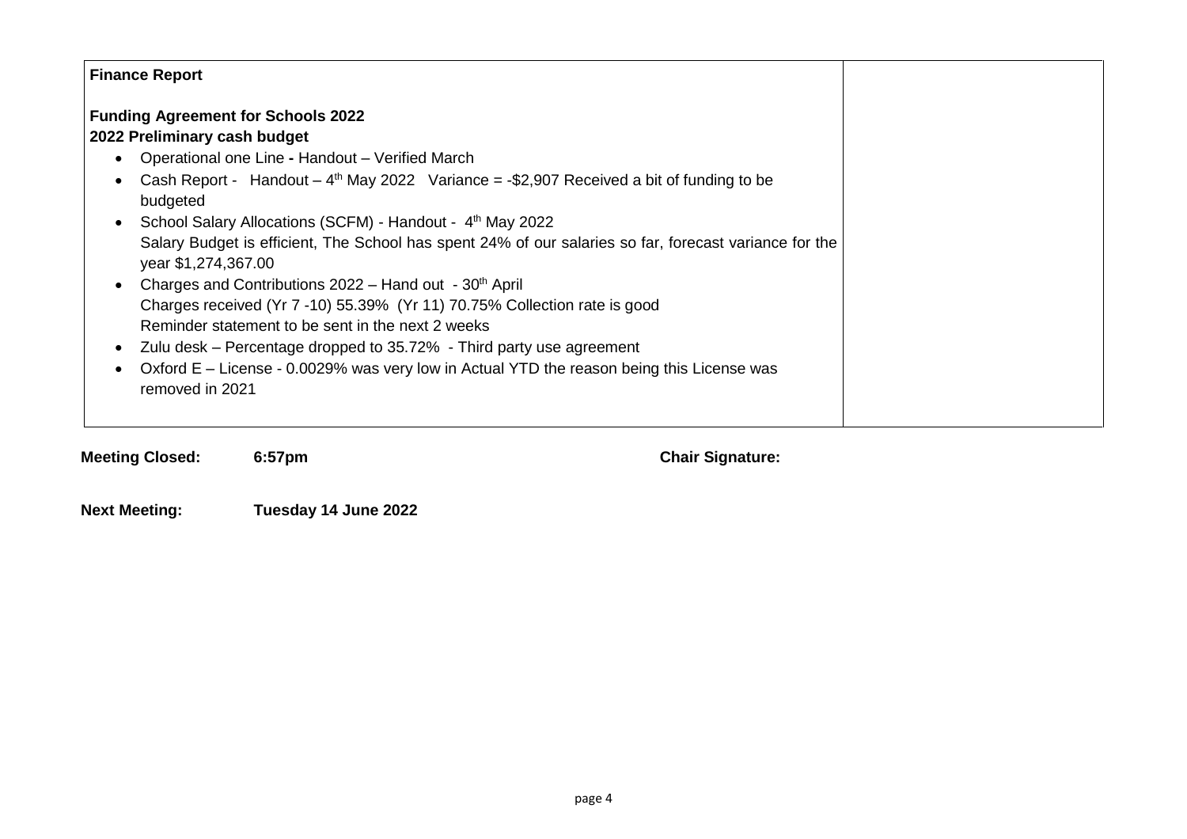| Finance Report | |
|---|---|
| **Funding Agreement for Schools 2022**<br>**2022 Preliminary cash budget**<br>• Operational one Line **-** Handout – Verified March<br>• Cash Report - Handout – 4th May 2022 Variance = -$2,907 Received a bit of funding to be budgeted<br>• School Salary Allocations (SCFM) - Handout - 4th May 2022<br>Salary Budget is efficient, The School has spent 24% of our salaries so far, forecast variance for the year $1,274,367.00<br>• Charges and Contributions 2022 – Hand out - 30th April<br>Charges received (Yr 7 -10) 55.39% (Yr 11) 70.75% Collection rate is good<br>Reminder statement to be sent in the next 2 weeks<br>• Zulu desk – Percentage dropped to 35.72% - Third party use agreement<br>• Oxford E – License - 0.0029% was very low in Actual YTD the reason being this License was removed in 2021 | |

**Meeting Closed:** **6:57pm** **Chair Signature:**

**Next Meeting:** **Tuesday 14 June 2022**